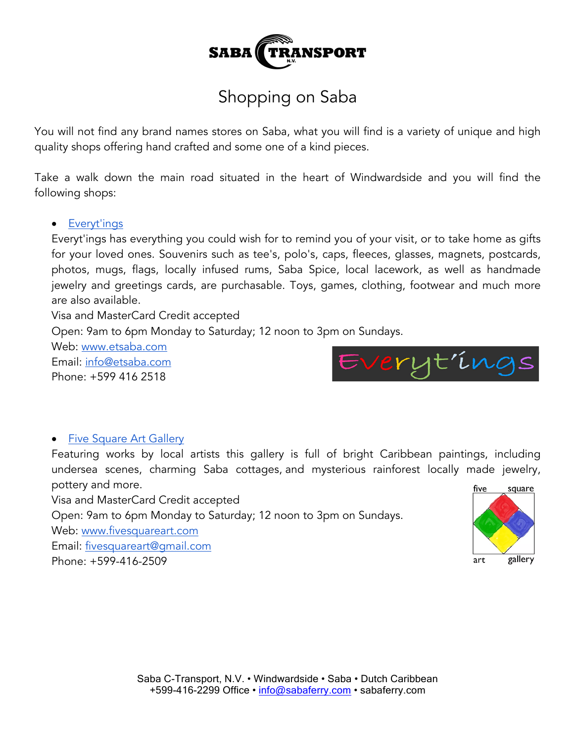# Shopping on Saba

You will not find any brand names stores on Saba, what you will find is a variety of unique and high quality shops offering hand crafted and some one of a kind pieces.

Take a walk down the main road situated in the heart of Windwardside and you will find the following shops:

- [Everyt'ings](http://www.etsaba.com)

Everyt'ings has everything you could wish for to remind you of your visit, or to take home as gifts for your loved ones. Souvenirs such as tee's, polo's, caps, fleeces, glasses, magnets, postcards, photos, mugs, flags, locally infused rums, Saba Spice, local lacework, as well as handmade jewelry and greetings cards, are purchasable. Toys, games, clothing, footwear and much more are also available.
Visa and MasterCard Credit accepted
Open: 9am to 6pm Monday to Saturday; 12 noon to 3pm on Sundays.
Web: www.etsaba.com
Email: info@etsaba.com
Phone: +599 416 2518

- [Five Square Art Gallery](http://www.fivesquareart.com)

Featuring works by local artists this gallery is full of bright Caribbean paintings, including undersea scenes, charming Saba cottages, and mysterious rainforest locally made jewelry, pottery and more.
Visa and MasterCard Credit accepted
Open: 9am to 6pm Monday to Saturday; 12 noon to 3pm on Sundays.
Web: www.fivesquareart.com
Email: fivesquareart@gmail.com
Phone: +599-416-2509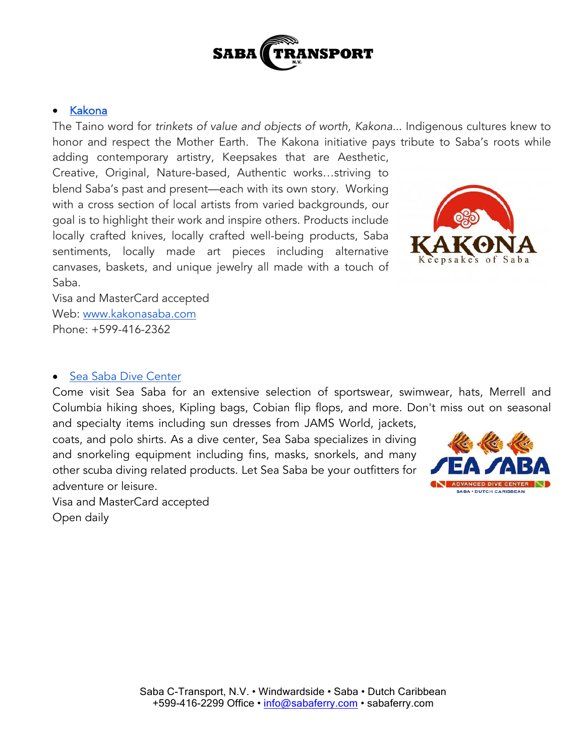- [Kakona](#)

The Taino word for *trinkets of value and objects of worth, Kakona*... Indigenous cultures knew to honor and respect the Mother Earth. The Kakona initiative pays tribute to Saba's roots while adding contemporary artistry, Keepsakes that are Aesthetic, Creative, Original, Nature-based, Authentic works…striving to blend Saba's past and present—each with its own story. Working with a cross section of local artists from varied backgrounds, our goal is to highlight their work and inspire others. Products include locally crafted knives, locally crafted well-being products, Saba sentiments, locally made art pieces including alternative canvases, baskets, and unique jewelry all made with a touch of Saba.

Visa and MasterCard accepted
Web: [www.kakonasaba.com](http://www.kakonasaba.com)
Phone: +599-416-2362

- [Sea Saba Dive Center](#)

Come visit Sea Saba for an extensive selection of sportswear, swimwear, hats, Merrell and Columbia hiking shoes, Kipling bags, Cobian flip flops, and more. Don't miss out on seasonal and specialty items including sun dresses from JAMS World, jackets, coats, and polo shirts. As a dive center, Sea Saba specializes in diving and snorkeling equipment including fins, masks, snorkels, and many other scuba diving related products. Let Sea Saba be your outfitters for adventure or leisure.

Visa and MasterCard accepted
Open daily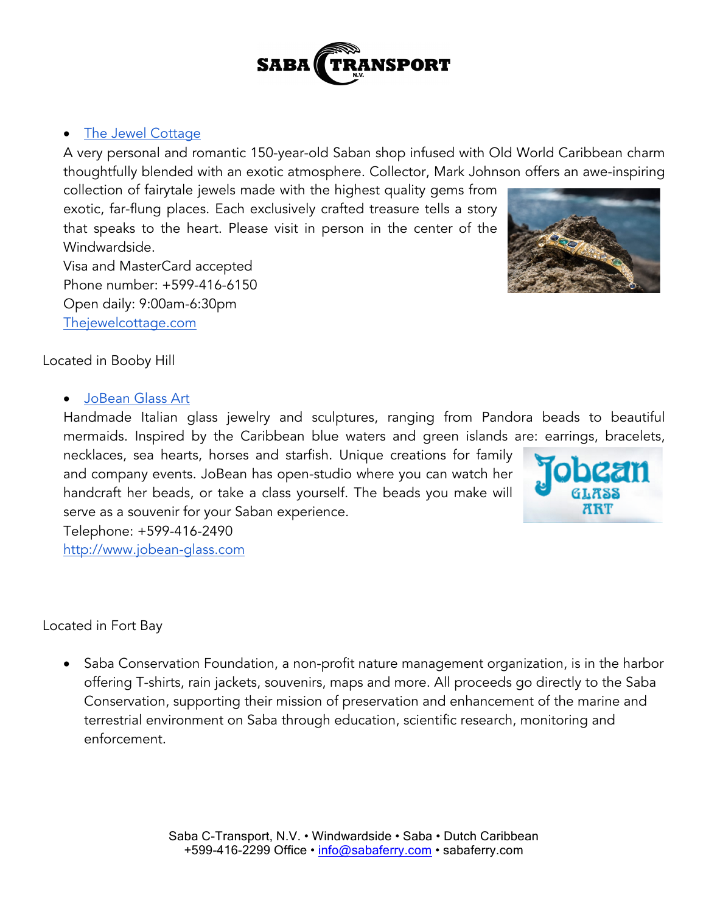- [The Jewel Cottage](Thejewelcottage.com)

A very personal and romantic 150-year-old Saban shop infused with Old World Caribbean charm thoughtfully blended with an exotic atmosphere. Collector, Mark Johnson offers an awe-inspiring collection of fairytale jewels made with the highest quality gems from exotic, far-flung places. Each exclusively crafted treasure tells a story that speaks to the heart. Please visit in person in the center of the Windwardside.
Visa and MasterCard accepted
Phone number: +599-416-6150
Open daily: 9:00am-6:30pm
[Thejewelcottage.com](Thejewelcottage.com)

Located in Booby Hill

- [JoBean Glass Art](http://www.jobean-glass.com)

Handmade Italian glass jewelry and sculptures, ranging from Pandora beads to beautiful mermaids. Inspired by the Caribbean blue waters and green islands are: earrings, bracelets, necklaces, sea hearts, horses and starfish. Unique creations for family and company events. JoBean has open-studio where you can watch her handcraft her beads, or take a class yourself. The beads you make will serve as a souvenir for your Saban experience.
Telephone: +599-416-2490
[http://www.jobean-glass.com](http://www.jobean-glass.com)

Located in Fort Bay

- Saba Conservation Foundation, a non-profit nature management organization, is in the harbor offering T-shirts, rain jackets, souvenirs, maps and more. All proceeds go directly to the Saba Conservation, supporting their mission of preservation and enhancement of the marine and terrestrial environment on Saba through education, scientific research, monitoring and enforcement.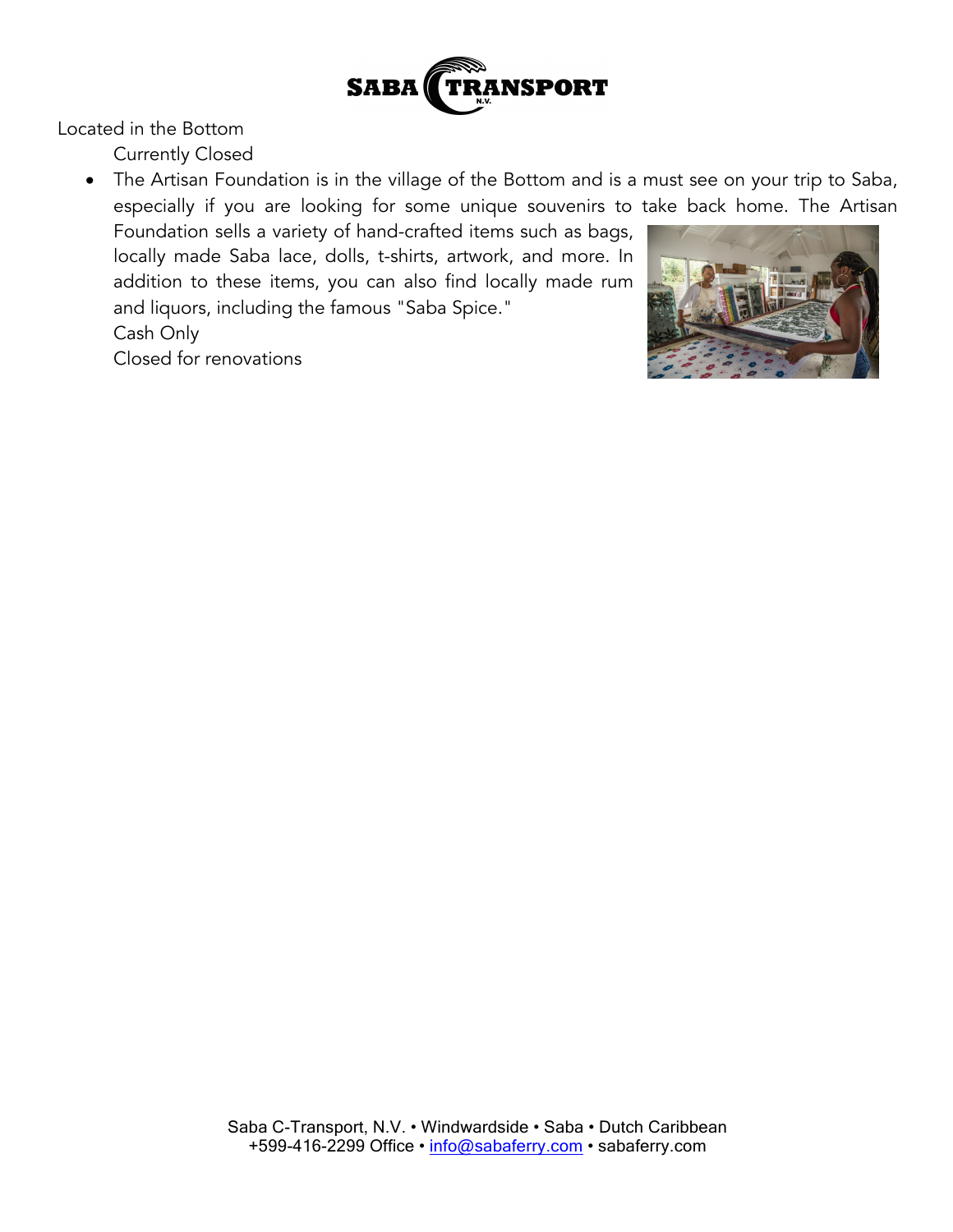Located in the Bottom

Currently Closed

- The Artisan Foundation is in the village of the Bottom and is a must see on your trip to Saba, especially if you are looking for some unique souvenirs to take back home. The Artisan Foundation sells a variety of hand-crafted items such as bags, locally made Saba lace, dolls, t-shirts, artwork, and more. In addition to these items, you can also find locally made rum and liquors, including the famous "Saba Spice."

  Cash Only

  Closed for renovations